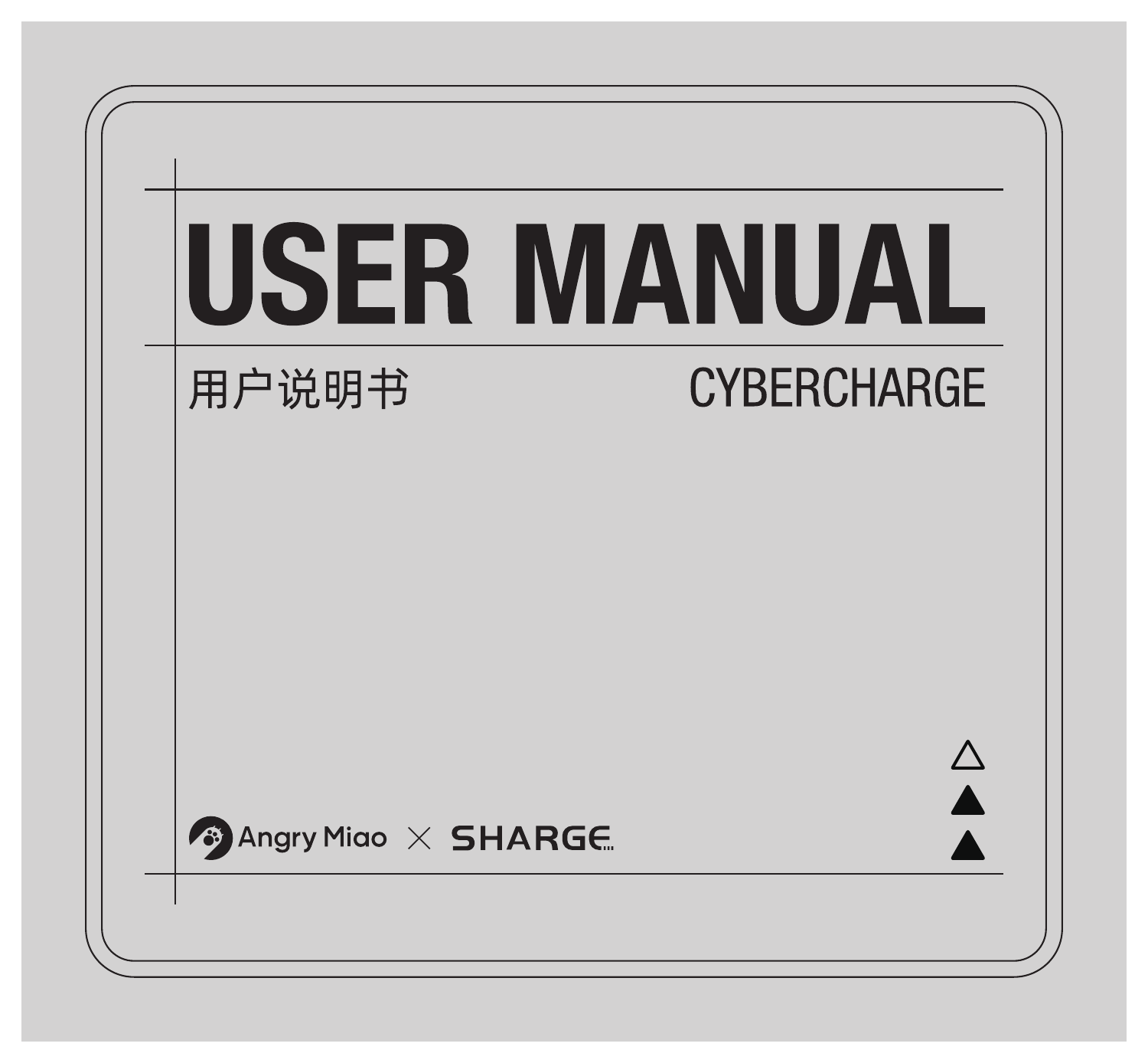# USER MANUAL

用户说明书

CYBERCHARGE

Angry Miao × SHARGE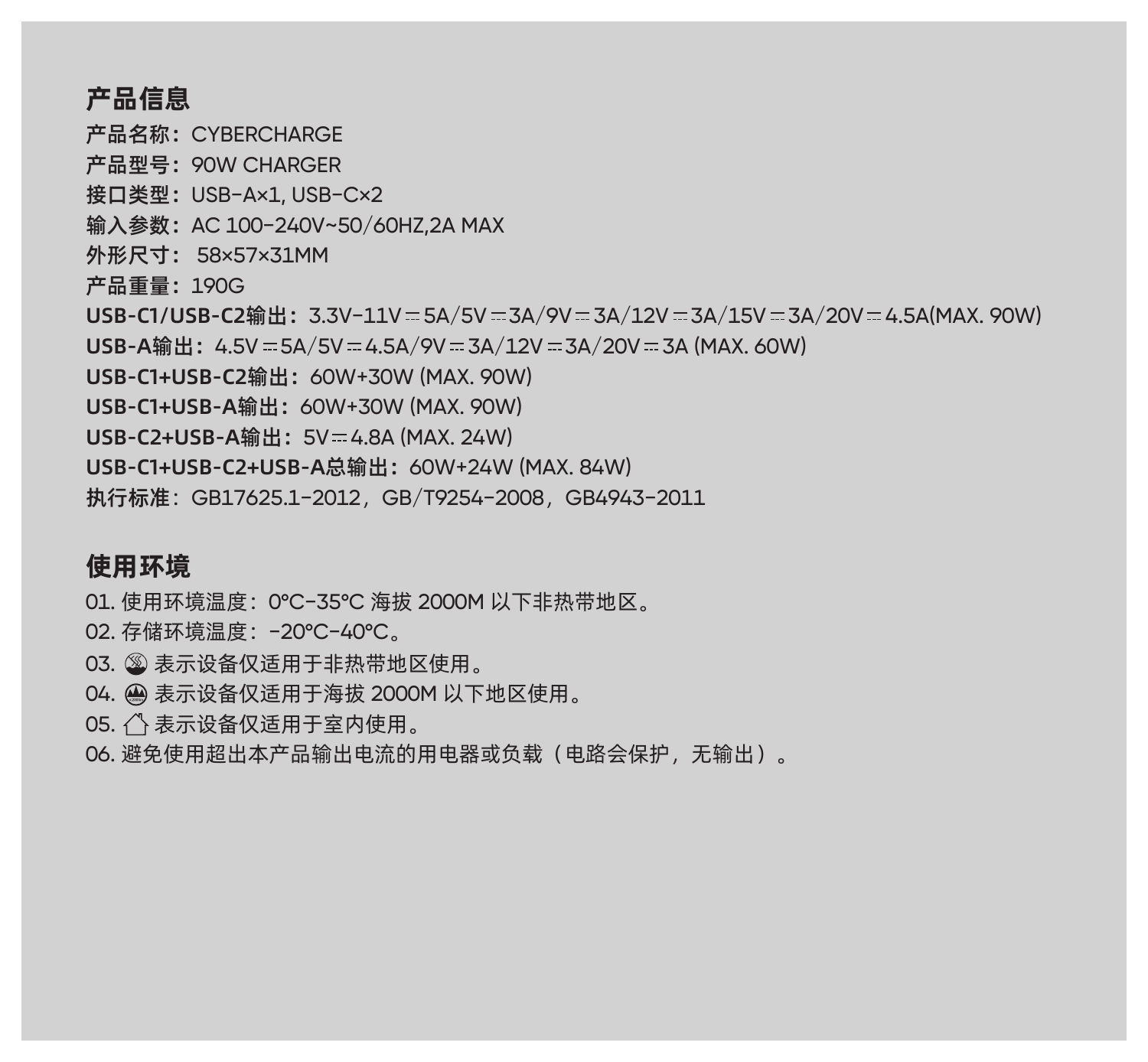## 产品信息

**产品名称：**CYBERCHARGE
**产品型号：**90W CHARGER
**接口类型：**USB-A×1, USB-C×2
**输入参数：**AC 100-240V~50/60HZ,2A MAX
**外形尺寸：** 58×57×31MM
**产品重量：**190G
**USB-C1/USB-C2输出：**3.3V-11V⎓5A/5V⎓3A/9V⎓3A/12V⎓3A/15V⎓3A/20V⎓4.5A(MAX. 90W)
**USB-A输出：**4.5V⎓5A/5V⎓4.5A/9V⎓3A/12V⎓3A/20V⎓3A (MAX. 60W)
**USB-C1+USB-C2输出：**60W+30W (MAX. 90W)
**USB-C1+USB-A输出：**60W+30W (MAX. 90W)
**USB-C2+USB-A输出：**5V⎓4.8A (MAX. 24W)
**USB-C1+USB-C2+USB-A总输出：**60W+24W (MAX. 84W)
**执行标准：**GB17625.1-2012，GB/T9254-2008，GB4943-2011

## 使用环境

01. 使用环境温度：0°C-35°C 海拔 2000M 以下非热带地区。
02. 存储环境温度：-20°C-40°C。
03. 表示设备仅适用于非热带地区使用。
04. 表示设备仅适用于海拔 2000M 以下地区使用。
05. 表示设备仅适用于室内使用。
06. 避免使用超出本产品输出电流的用电器或负载（电路会保护，无输出）。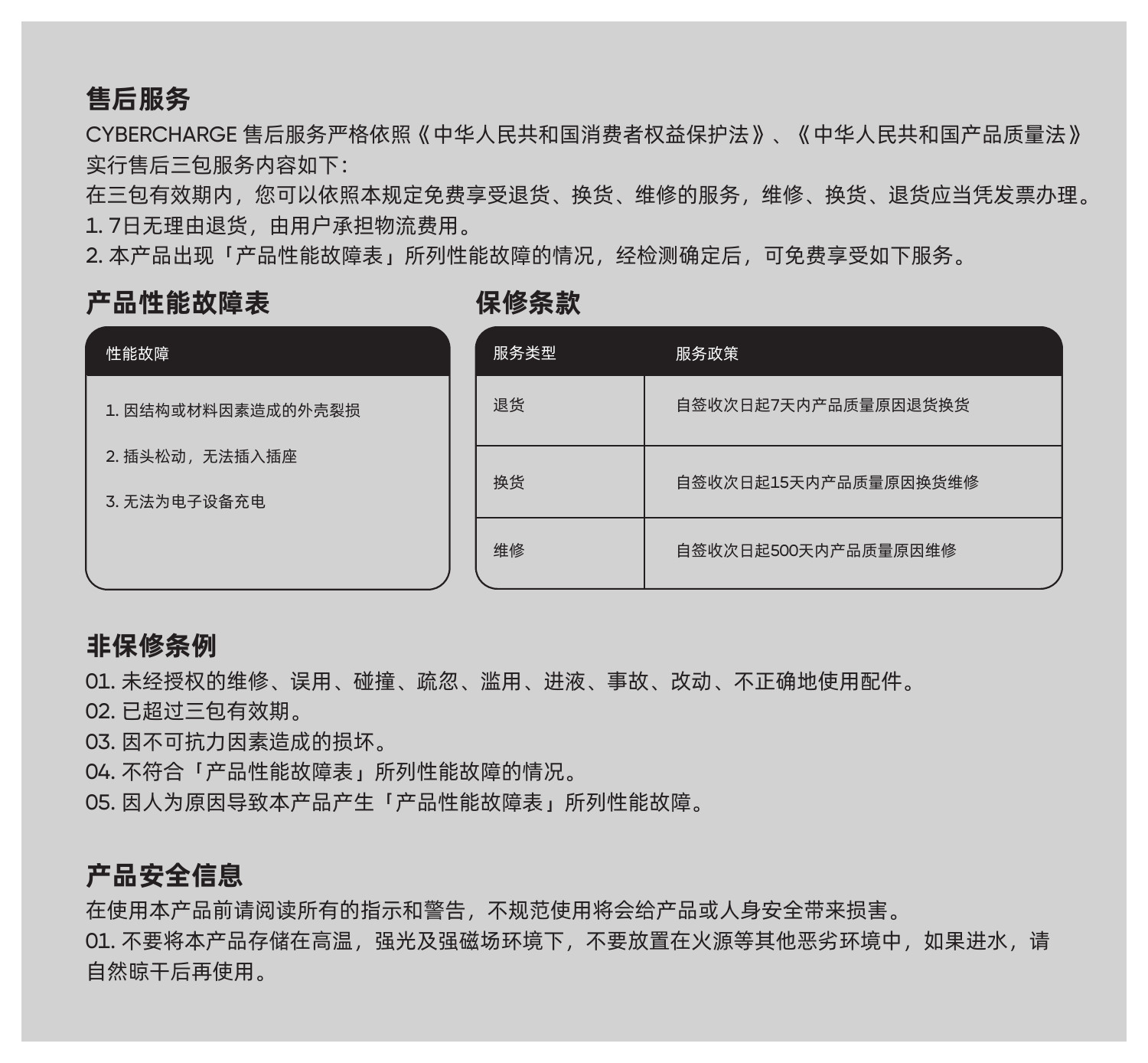## 售后服务

CYBERCHARGE 售后服务严格依照《中华人民共和国消费者权益保护法》、《中华人民共和国产品质量法》实行售后三包服务内容如下：

在三包有效期内，您可以依照本规定免费享受退货、换货、维修的服务，维修、换货、退货应当凭发票办理。

1. 7日无理由退货，由用户承担物流费用。
2. 本产品出现「产品性能故障表」所列性能故障的情况，经检测确定后，可免费享受如下服务。

## 产品性能故障表

| 性能故障 |
|---|
| 1. 因结构或材料因素造成的外壳裂损 |
| 2. 插头松动，无法插入插座 |
| 3. 无法为电子设备充电 |

## 保修条款

| 服务类型 | 服务政策 |
|---|---|
| 退货 | 自签收次日起7天内产品质量原因退货换货 |
| 换货 | 自签收次日起15天内产品质量原因换货维修 |
| 维修 | 自签收次日起500天内产品质量原因维修 |

## 非保修条例

01. 未经授权的维修、误用、碰撞、疏忽、滥用、进液、事故、改动、不正确地使用配件。
02. 已超过三包有效期。
03. 因不可抗力因素造成的损坏。
04. 不符合「产品性能故障表」所列性能故障的情况。
05. 因人为原因导致本产品产生「产品性能故障表」所列性能故障。

## 产品安全信息

在使用本产品前请阅读所有的指示和警告，不规范使用将会给产品或人身安全带来损害。

01. 不要将本产品存储在高温，强光及强磁场环境下，不要放置在火源等其他恶劣环境中，如果进水，请自然晾干后再使用。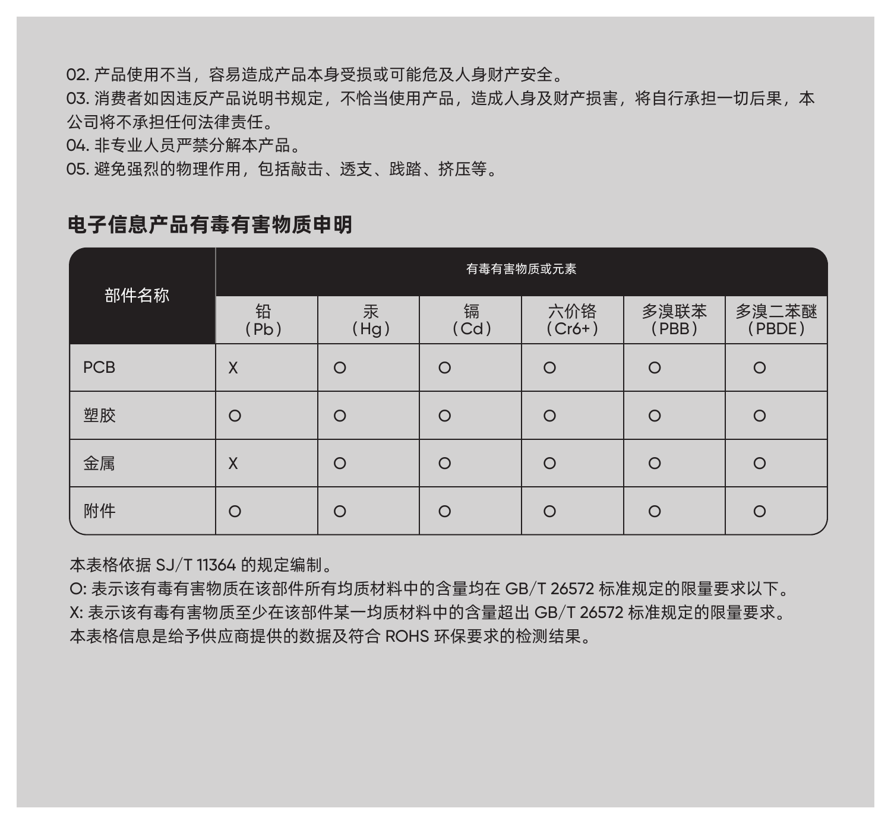02. 产品使用不当，容易造成产品本身受损或可能危及人身财产安全。
03. 消费者如因违反产品说明书规定，不恰当使用产品，造成人身及财产损害，将自行承担一切后果，本公司将不承担任何法律责任。
04. 非专业人员严禁分解本产品。
05. 避免强烈的物理作用，包括敲击、透支、践踏、挤压等。

## 电子信息产品有毒有害物质申明

| 部件名称 | 有毒有害物质或元素 | | | | | |
|---|---|---|---|---|---|---|
| | 铅（Pb） | 汞（Hg） | 镉（Cd） | 六价铬（Cr6+） | 多溴联苯（PBB） | 多溴二苯醚（PBDE） |
| PCB | X | O | O | O | O | O |
| 塑胶 | O | O | O | O | O | O |
| 金属 | X | O | O | O | O | O |
| 附件 | O | O | O | O | O | O |

本表格依据 SJ/T 11364 的规定编制。
O: 表示该有毒有害物质在该部件所有均质材料中的含量均在 GB/T 26572 标准规定的限量要求以下。
X: 表示该有毒有害物质至少在该部件某一均质材料中的含量超出 GB/T 26572 标准规定的限量要求。
本表格信息是给予供应商提供的数据及符合 ROHS 环保要求的检测结果。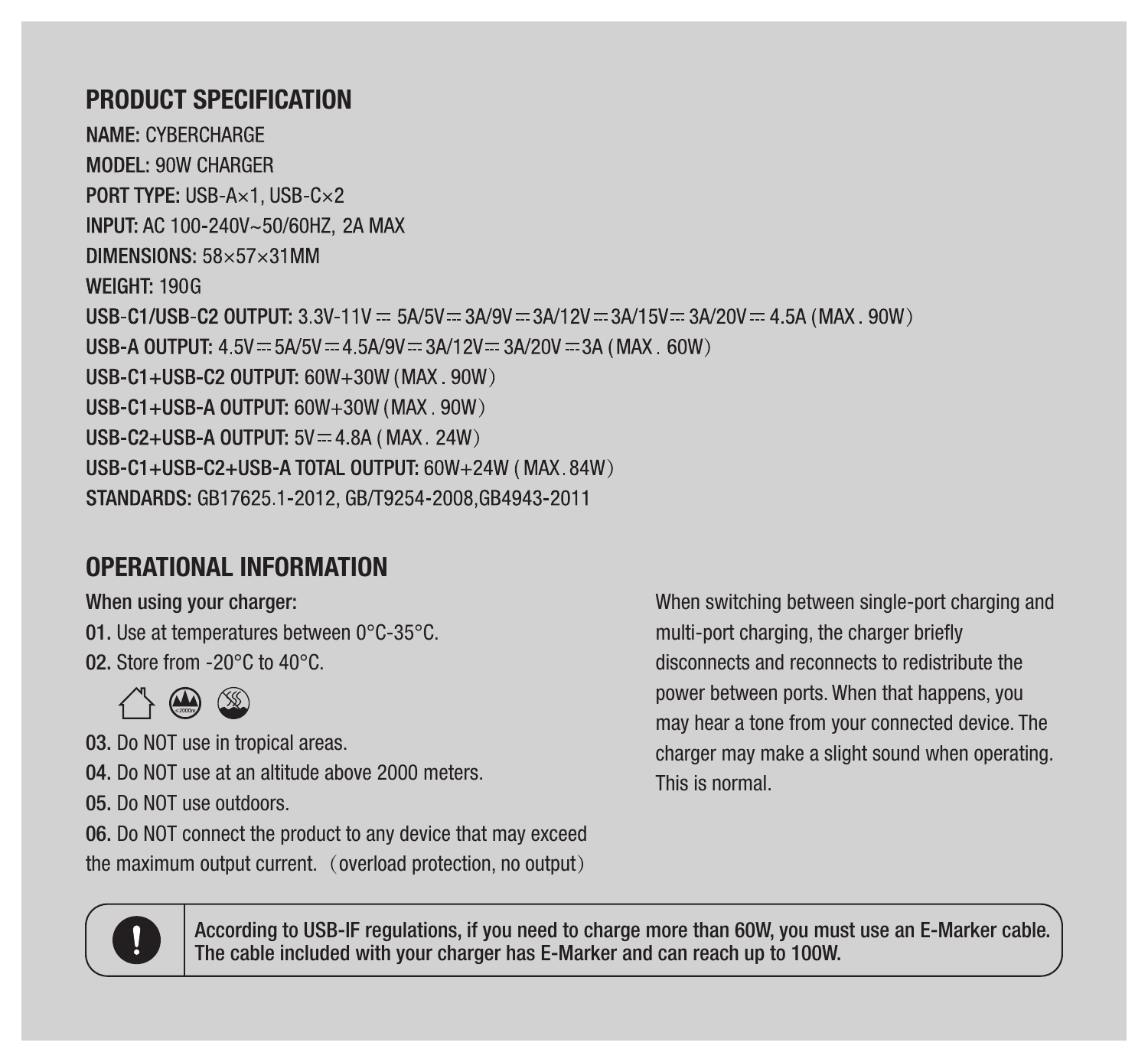## PRODUCT SPECIFICATION

**NAME:** CYBERCHARGE
**MODEL:** 90W CHARGER
**PORT TYPE:** USB-A×1, USB-C×2
**INPUT:** AC 100-240V~50/60HZ, 2A MAX
**DIMENSIONS:** 58×57×31MM
**WEIGHT:** 190G
**USB-C1/USB-C2 OUTPUT:** 3.3V-11V ⎓ 5A/5V ⎓ 3A/9V ⎓ 3A/12V ⎓ 3A/15V ⎓ 3A/20V ⎓ 4.5A (MAX . 90W)
**USB-A OUTPUT:** 4.5V ⎓ 5A/5V ⎓ 4.5A/9V ⎓ 3A/12V ⎓ 3A/20V ⎓ 3A (MAX . 60W)
**USB-C1+USB-C2 OUTPUT:** 60W+30W (MAX . 90W)
**USB-C1+USB-A OUTPUT:** 60W+30W (MAX . 90W)
**USB-C2+USB-A OUTPUT:** 5V ⎓ 4.8A ( MAX . 24W)
**USB-C1+USB-C2+USB-A TOTAL OUTPUT:** 60W+24W ( MAX . 84W)
**STANDARDS:** GB17625.1-2012, GB/T9254-2008,GB4943-2011

## OPERATIONAL INFORMATION

**When using your charger:**

**01.** Use at temperatures between 0°C-35°C.
**02.** Store from -20°C to 40°C.
**03.** Do NOT use in tropical areas.
**04.** Do NOT use at an altitude above 2000 meters.
**05.** Do NOT use outdoors.
**06.** Do NOT connect the product to any device that may exceed the maximum output current. (overload protection, no output)

When switching between single-port charging and multi-port charging, the charger briefly disconnects and reconnects to redistribute the power between ports. When that happens, you may hear a tone from your connected device. The charger may make a slight sound when operating. This is normal.

**According to USB-IF regulations, if you need to charge more than 60W, you must use an E-Marker cable. The cable included with your charger has E-Marker and can reach up to 100W.**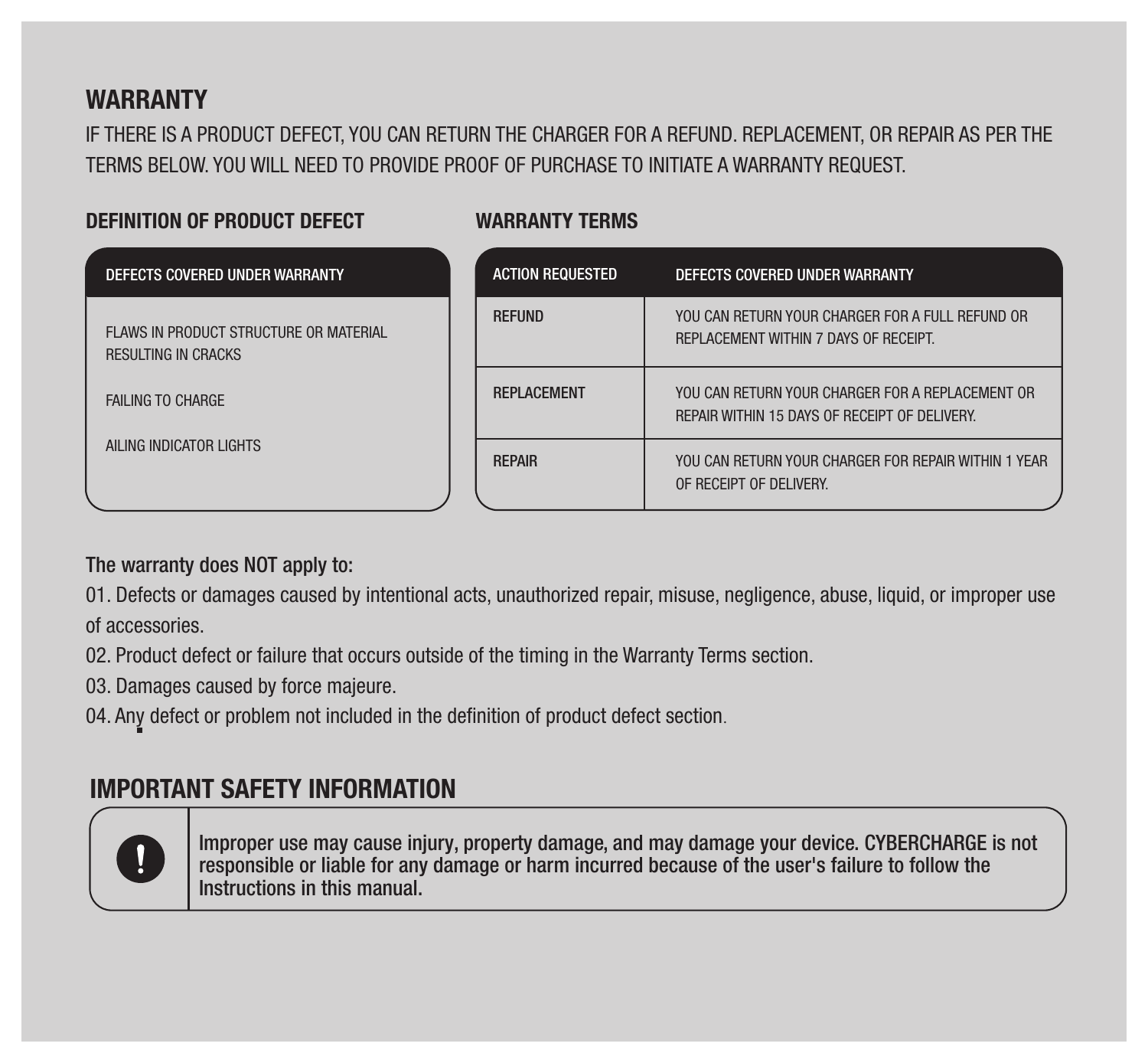## WARRANTY

IF THERE IS A PRODUCT DEFECT, YOU CAN RETURN THE CHARGER FOR A REFUND. REPLACEMENT, OR REPAIR AS PER THE TERMS BELOW. YOU WILL NEED TO PROVIDE PROOF OF PURCHASE TO INITIATE A WARRANTY REQUEST.

### DEFINITION OF PRODUCT DEFECT

| DEFECTS COVERED UNDER WARRANTY |
| --- |
| FLAWS IN PRODUCT STRUCTURE OR MATERIAL RESULTING IN CRACKS |
| FAILING TO CHARGE |
| AILING INDICATOR LIGHTS |

### WARRANTY TERMS

| ACTION REQUESTED | DEFECTS COVERED UNDER WARRANTY |
| --- | --- |
| REFUND | YOU CAN RETURN YOUR CHARGER FOR A FULL REFUND OR REPLACEMENT WITHIN 7 DAYS OF RECEIPT. |
| REPLACEMENT | YOU CAN RETURN YOUR CHARGER FOR A REPLACEMENT OR REPAIR WITHIN 15 DAYS OF RECEIPT OF DELIVERY. |
| REPAIR | YOU CAN RETURN YOUR CHARGER FOR REPAIR WITHIN 1 YEAR OF RECEIPT OF DELIVERY. |

The warranty does NOT apply to:

01. Defects or damages caused by intentional acts, unauthorized repair, misuse, negligence, abuse, liquid, or improper use of accessories.
02. Product defect or failure that occurs outside of the timing in the Warranty Terms section.
03. Damages caused by force majeure.
04. Any defect or problem not included in the definition of product defect section.

## IMPORTANT SAFETY INFORMATION

**Improper use may cause injury, property damage, and may damage your device. CYBERCHARGE is not responsible or liable for any damage or harm incurred because of the user's failure to follow the Instructions in this manual.**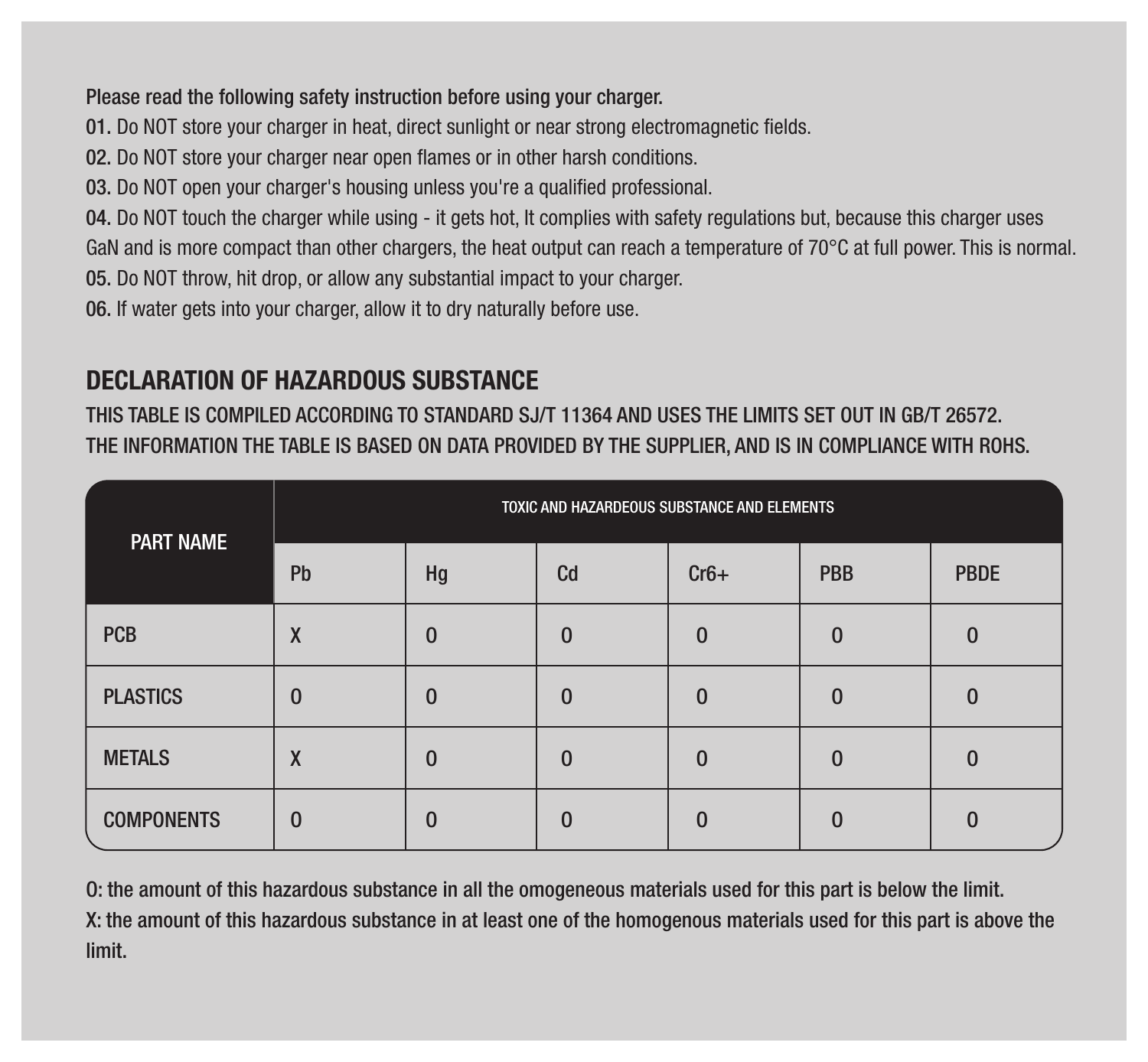Please read the following safety instruction before using your charger.

01. Do NOT store your charger in heat, direct sunlight or near strong electromagnetic fields.

02. Do NOT store your charger near open flames or in other harsh conditions.

03. Do NOT open your charger's housing unless you're a qualified professional.

04. Do NOT touch the charger while using - it gets hot, It complies with safety regulations but, because this charger uses GaN and is more compact than other chargers, the heat output can reach a temperature of 70°C at full power. This is normal.

05. Do NOT throw, hit drop, or allow any substantial impact to your charger.

06. If water gets into your charger, allow it to dry naturally before use.

## DECLARATION OF HAZARDOUS SUBSTANCE

THIS TABLE IS COMPILED ACCORDING TO STANDARD SJ/T 11364 AND USES THE LIMITS SET OUT IN GB/T 26572.
THE INFORMATION THE TABLE IS BASED ON DATA PROVIDED BY THE SUPPLIER, AND IS IN COMPLIANCE WITH ROHS.

| PART NAME | TOXIC AND HAZARDEOUS SUBSTANCE AND ELEMENTS | | | | | |
|---|---|---|---|---|---|---|
| | Pb | Hg | Cd | Cr6+ | PBB | PBDE |
| PCB | X | 0 | 0 | 0 | 0 | 0 |
| PLASTICS | 0 | 0 | 0 | 0 | 0 | 0 |
| METALS | X | 0 | 0 | 0 | 0 | 0 |
| COMPONENTS | 0 | 0 | 0 | 0 | 0 | 0 |

O: the amount of this hazardous substance in all the omogeneous materials used for this part is below the limit.
X: the amount of this hazardous substance in at least one of the homogenous materials used for this part is above the limit.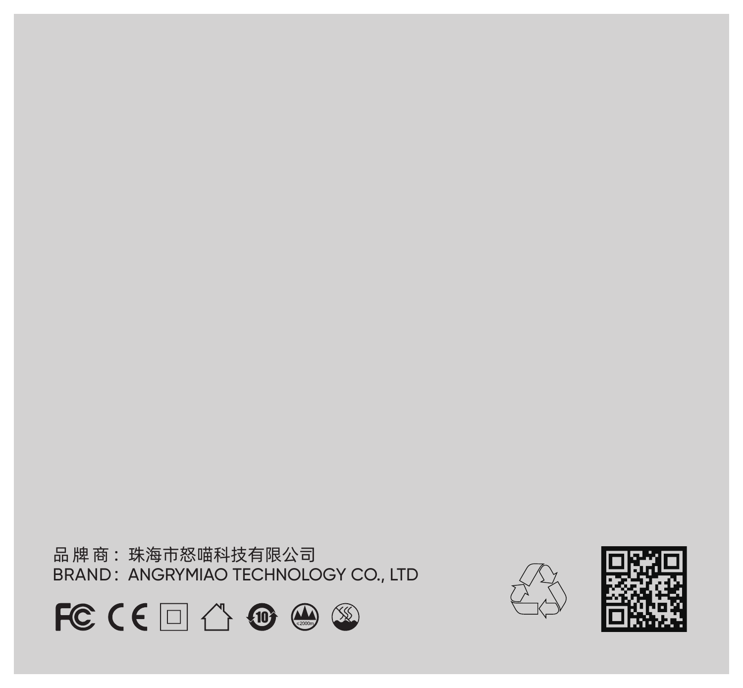品 牌 商： 珠海市怒喵科技有限公司
BRAND： ANGRYMIAO TECHNOLOGY CO., LTD